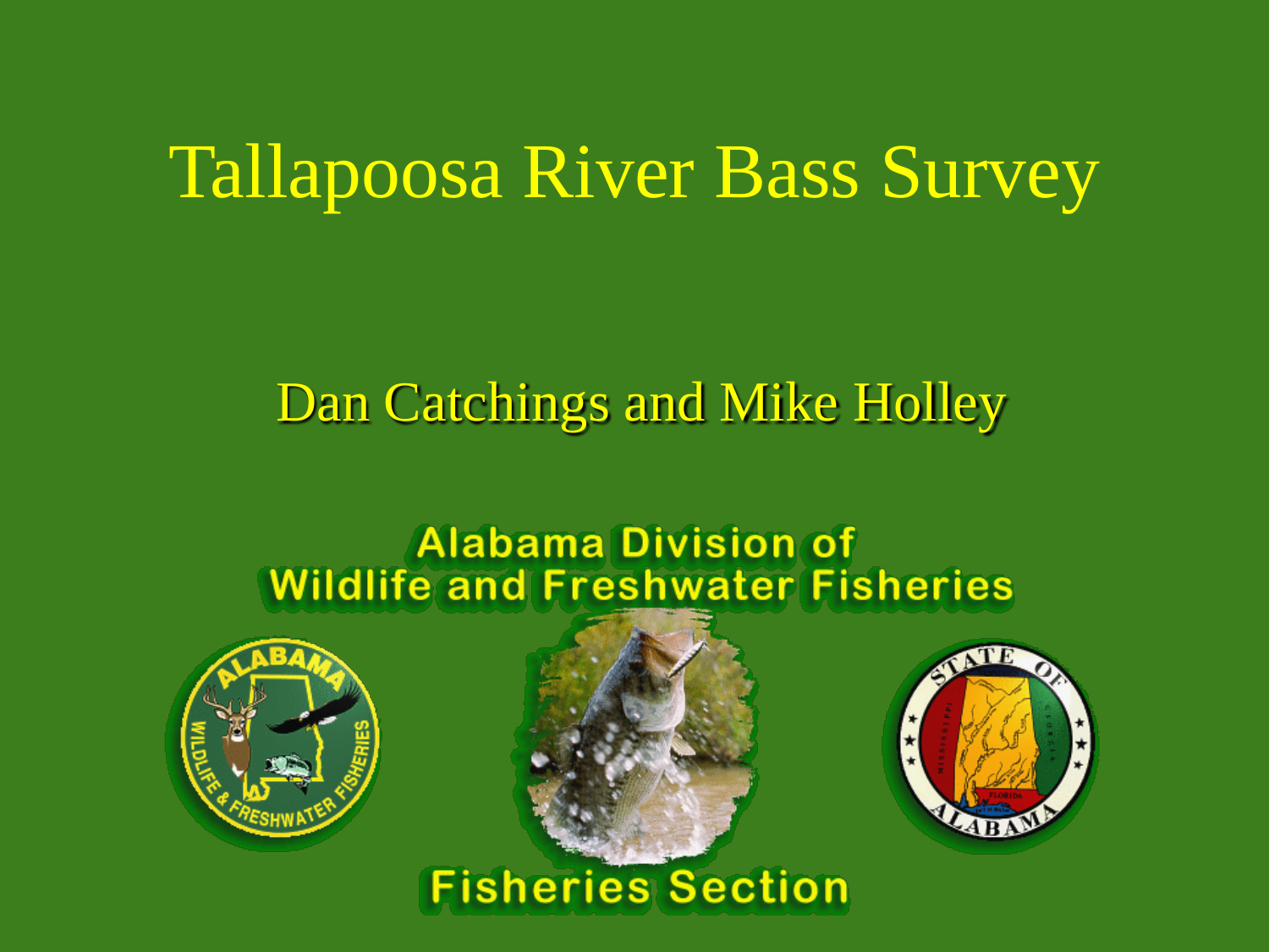# Tallapoosa River Bass Survey

Dan Catchings and Mike Holley

Alabama Division of
Wildlife and Freshwater Fisheries

Fisheries Section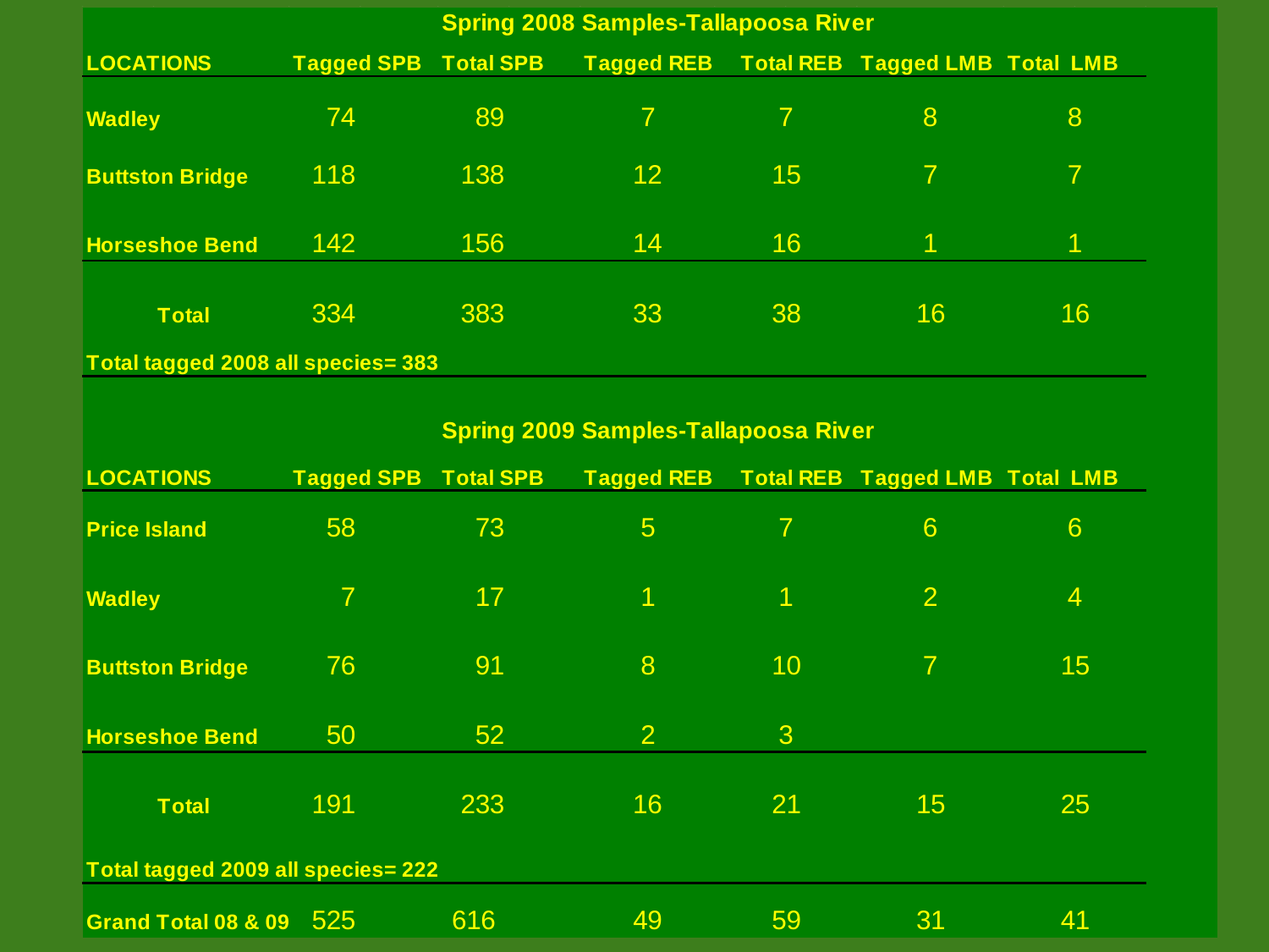## Spring 2008 Samples-Tallapoosa River

| LOCATIONS | Tagged SPB | Total SPB | Tagged REB | Total REB | Tagged LMB | Total LMB |
|---|---|---|---|---|---|---|
| Wadley | 74 | 89 | 7 | 7 | 8 | 8 |
| Buttston Bridge | 118 | 138 | 12 | 15 | 7 | 7 |
| Horseshoe Bend | 142 | 156 | 14 | 16 | 1 | 1 |
| Total | 334 | 383 | 33 | 38 | 16 | 16 |

**Total tagged 2008 all species= 383**

## Spring 2009 Samples-Tallapoosa River

| LOCATIONS | Tagged SPB | Total SPB | Tagged REB | Total REB | Tagged LMB | Total LMB |
|---|---|---|---|---|---|---|
| Price Island | 58 | 73 | 5 | 7 | 6 | 6 |
| Wadley | 7 | 17 | 1 | 1 | 2 | 4 |
| Buttston Bridge | 76 | 91 | 8 | 10 | 7 | 15 |
| Horseshoe Bend | 50 | 52 | 2 | 3 | | |
| Total | 191 | 233 | 16 | 21 | 15 | 25 |

**Total tagged 2009 all species= 222**

| | | | | | | |
|---|---|---|---|---|---|---|
| Grand Total 08 & 09 | 525 | 616 | 49 | 59 | 31 | 41 |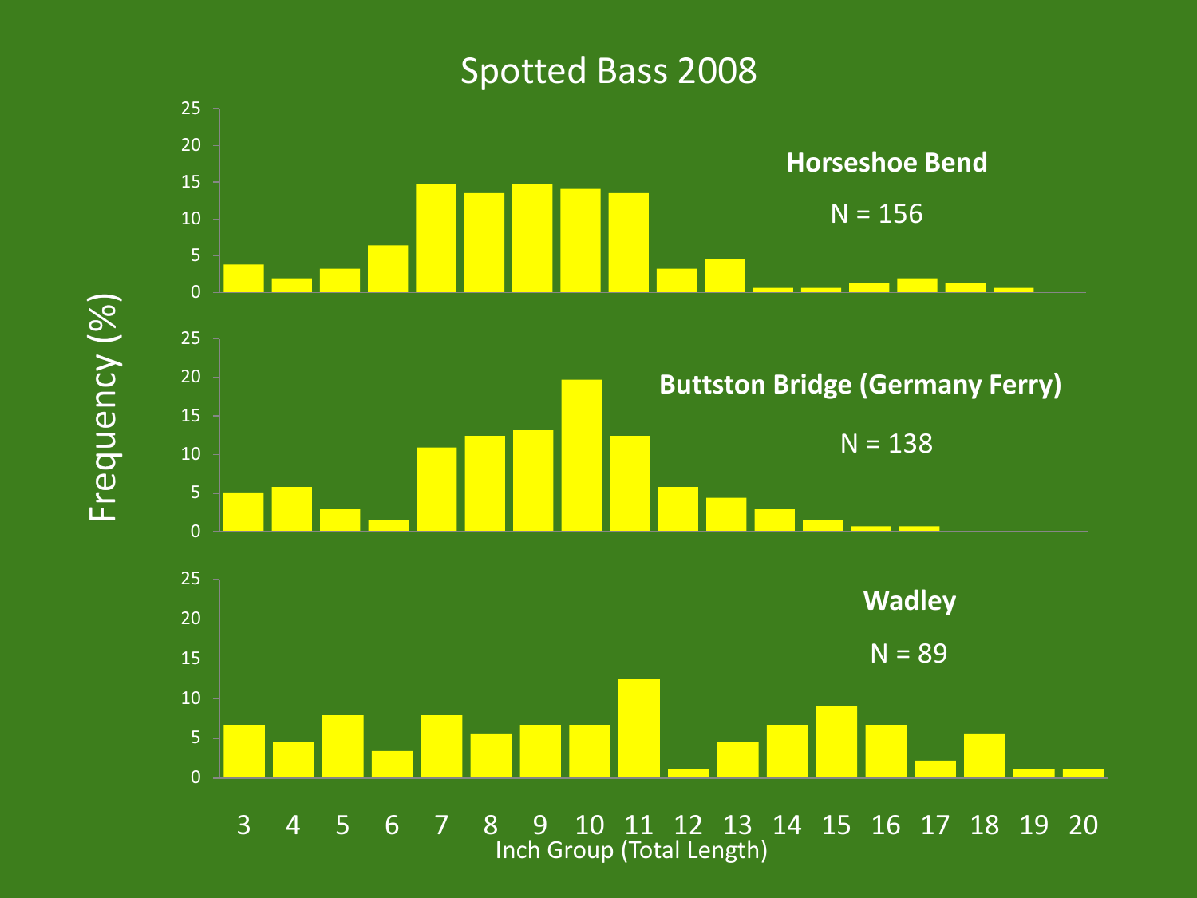# Spotted Bass 2008

**Horseshoe Bend**

N = 156

**Buttston Bridge (Germany Ferry)**

N = 138

**Wadley**

N = 89

Frequency (%)

Inch Group (Total Length)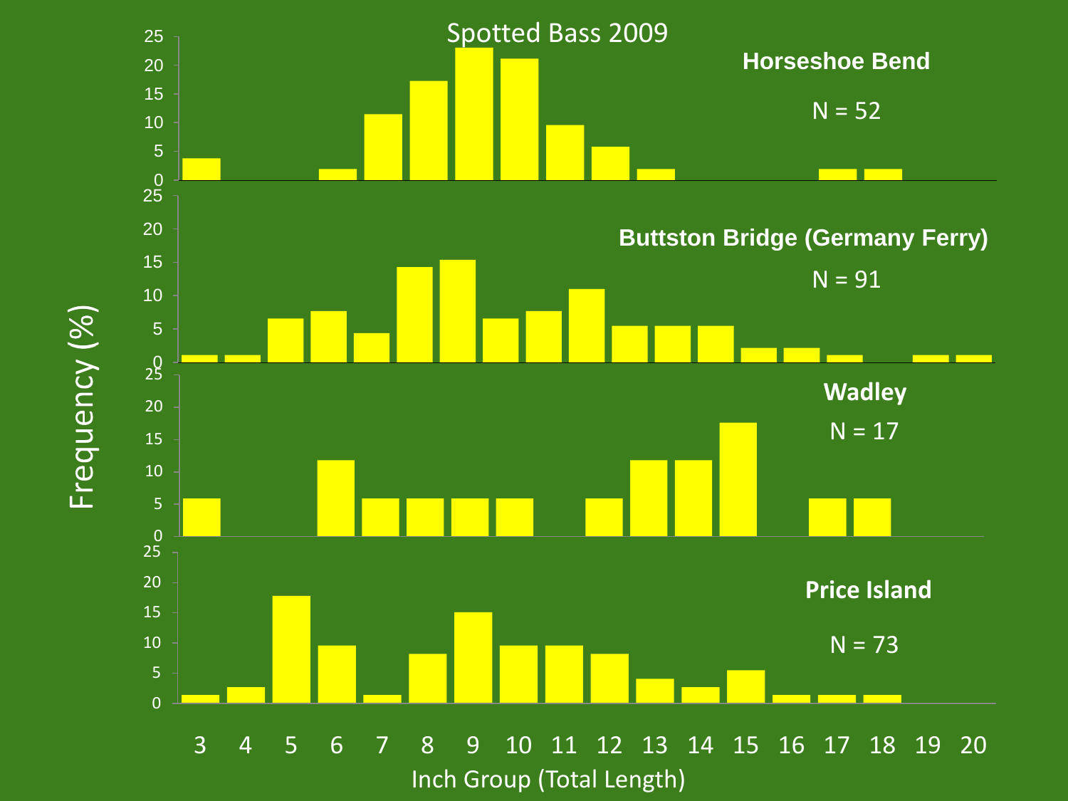# Spotted Bass 2009

**Horseshoe Bend**

N = 52

**Buttston Bridge (Germany Ferry)**

N = 91

**Wadley**

N = 17

**Price Island**

N = 73

Frequency (%)

Inch Group (Total Length)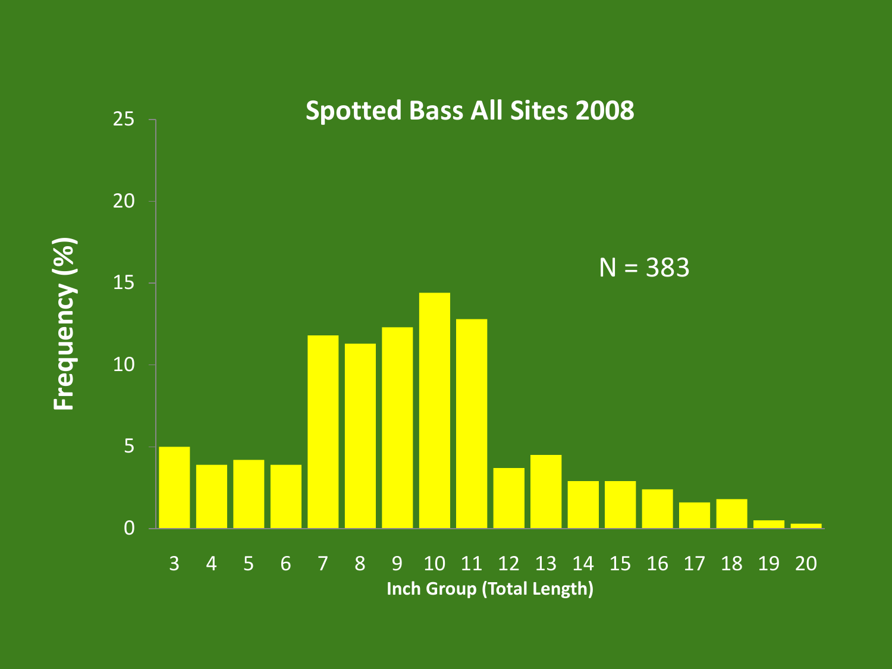## Spotted Bass All Sites 2008

N = 383

Frequency (%)

Inch Group (Total Length)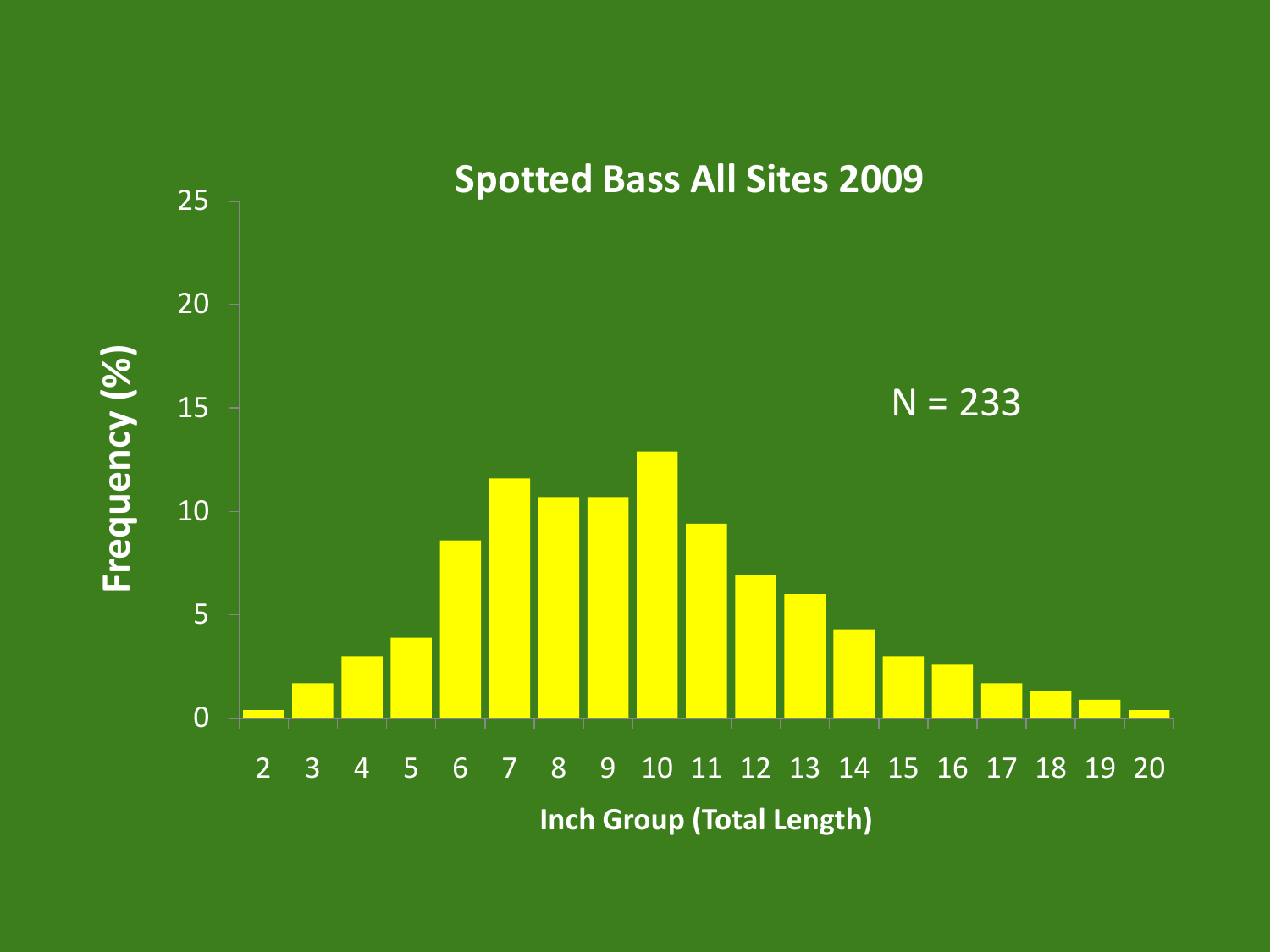## Spotted Bass All Sites 2009

N = 233

| Inch Group (Total Length) | Frequency (%) |
|---|---|
| 2 | 0.4 |
| 3 | 1.7 |
| 4 | 3.0 |
| 5 | 3.9 |
| 6 | 8.6 |
| 7 | 11.6 |
| 8 | 10.7 |
| 9 | 10.7 |
| 10 | 12.9 |
| 11 | 9.4 |
| 12 | 6.9 |
| 13 | 6.0 |
| 14 | 4.3 |
| 15 | 3.0 |
| 16 | 2.6 |
| 17 | 1.7 |
| 18 | 1.3 |
| 19 | 0.9 |
| 20 | 0.4 |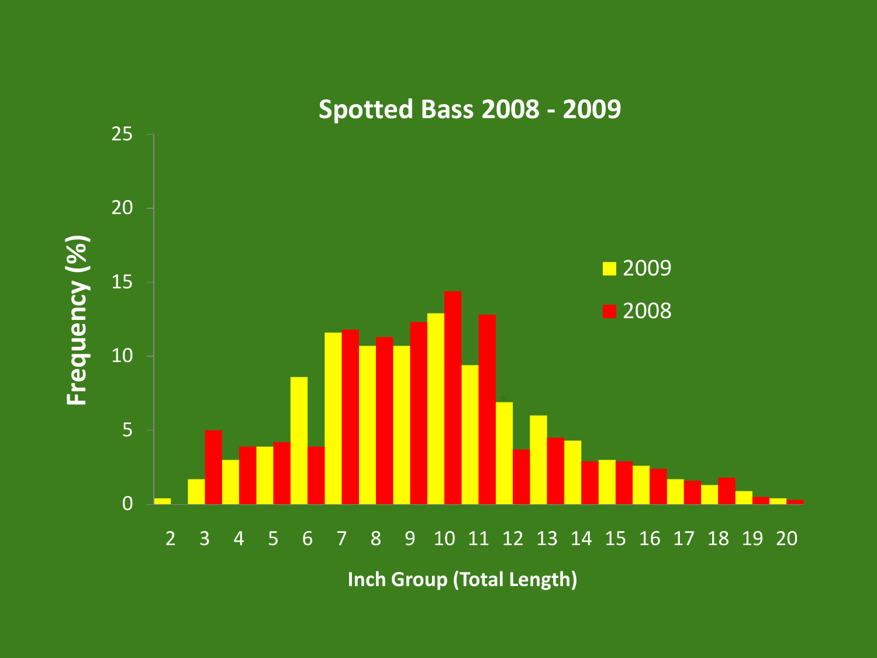## Spotted Bass 2008 - 2009

Frequency (%)

Inch Group (Total Length)

■ 2009
■ 2008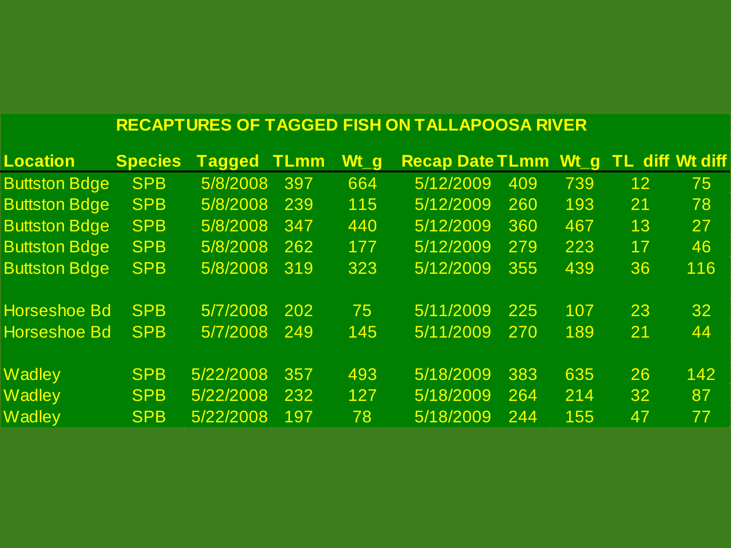## RECAPTURES OF TAGGED FISH ON TALLAPOOSA RIVER

| Location | Species | Tagged | TLmm | Wt_g | Recap Date | TLmm | Wt_g | TL diff | Wt diff |
|---|---|---|---|---|---|---|---|---|---|
| Buttston Bdge | SPB | 5/8/2008 | 397 | 664 | 5/12/2009 | 409 | 739 | 12 | 75 |
| Buttston Bdge | SPB | 5/8/2008 | 239 | 115 | 5/12/2009 | 260 | 193 | 21 | 78 |
| Buttston Bdge | SPB | 5/8/2008 | 347 | 440 | 5/12/2009 | 360 | 467 | 13 | 27 |
| Buttston Bdge | SPB | 5/8/2008 | 262 | 177 | 5/12/2009 | 279 | 223 | 17 | 46 |
| Buttston Bdge | SPB | 5/8/2008 | 319 | 323 | 5/12/2009 | 355 | 439 | 36 | 116 |
| | | | | | | | | | |
| Horseshoe Bd | SPB | 5/7/2008 | 202 | 75 | 5/11/2009 | 225 | 107 | 23 | 32 |
| Horseshoe Bd | SPB | 5/7/2008 | 249 | 145 | 5/11/2009 | 270 | 189 | 21 | 44 |
| | | | | | | | | | |
| Wadley | SPB | 5/22/2008 | 357 | 493 | 5/18/2009 | 383 | 635 | 26 | 142 |
| Wadley | SPB | 5/22/2008 | 232 | 127 | 5/18/2009 | 264 | 214 | 32 | 87 |
| Wadley | SPB | 5/22/2008 | 197 | 78 | 5/18/2009 | 244 | 155 | 47 | 77 |